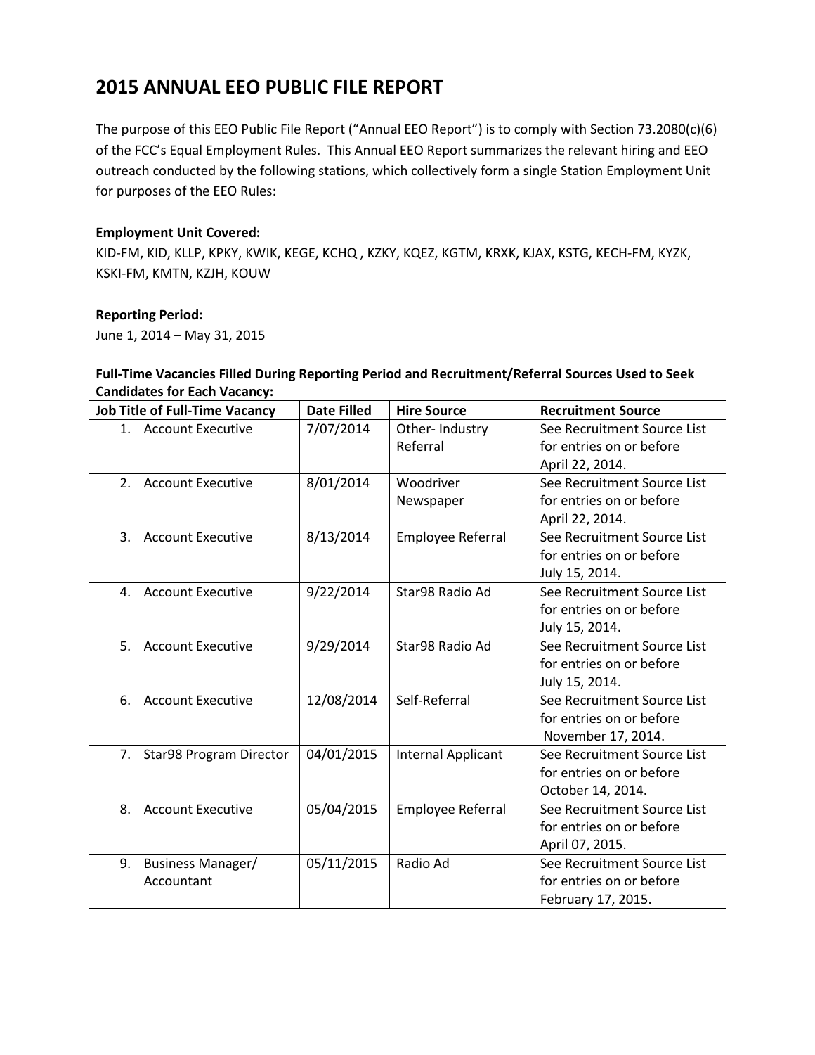# 2015 ANNUAL EEO PUBLIC FILE REPORT

The purpose of this EEO Public File Report ("Annual EEO Report") is to comply with Section 73.2080(c)(6) of the FCC's Equal Employment Rules. This Annual EEO Report summarizes the relevant hiring and EEO outreach conducted by the following stations, which collectively form a single Station Employment Unit for purposes of the EEO Rules:

**Employment Unit Covered:**

KID-FM, KID, KLLP, KPKY, KWIK, KEGE, KCHQ , KZKY, KQEZ, KGTM, KRXK, KJAX, KSTG, KECH-FM, KYZK, KSKI-FM, KMTN, KZJH, KOUW

**Reporting Period:**

June 1, 2014 – May 31, 2015

**Full-Time Vacancies Filled During Reporting Period and Recruitment/Referral Sources Used to Seek Candidates for Each Vacancy:**

| Job Title of Full-Time Vacancy | Date Filled | Hire Source | Recruitment Source |
|---|---|---|---|
| 1. Account Executive | 7/07/2014 | Other- Industry Referral | See Recruitment Source List for entries on or before April 22, 2014. |
| 2. Account Executive | 8/01/2014 | Woodriver Newspaper | See Recruitment Source List for entries on or before April 22, 2014. |
| 3. Account Executive | 8/13/2014 | Employee Referral | See Recruitment Source List for entries on or before July 15, 2014. |
| 4. Account Executive | 9/22/2014 | Star98 Radio Ad | See Recruitment Source List for entries on or before July 15, 2014. |
| 5. Account Executive | 9/29/2014 | Star98 Radio Ad | See Recruitment Source List for entries on or before July 15, 2014. |
| 6. Account Executive | 12/08/2014 | Self-Referral | See Recruitment Source List for entries on or before November 17, 2014. |
| 7. Star98 Program Director | 04/01/2015 | Internal Applicant | See Recruitment Source List for entries on or before October 14, 2014. |
| 8. Account Executive | 05/04/2015 | Employee Referral | See Recruitment Source List for entries on or before April 07, 2015. |
| 9. Business Manager/ Accountant | 05/11/2015 | Radio Ad | See Recruitment Source List for entries on or before February 17, 2015. |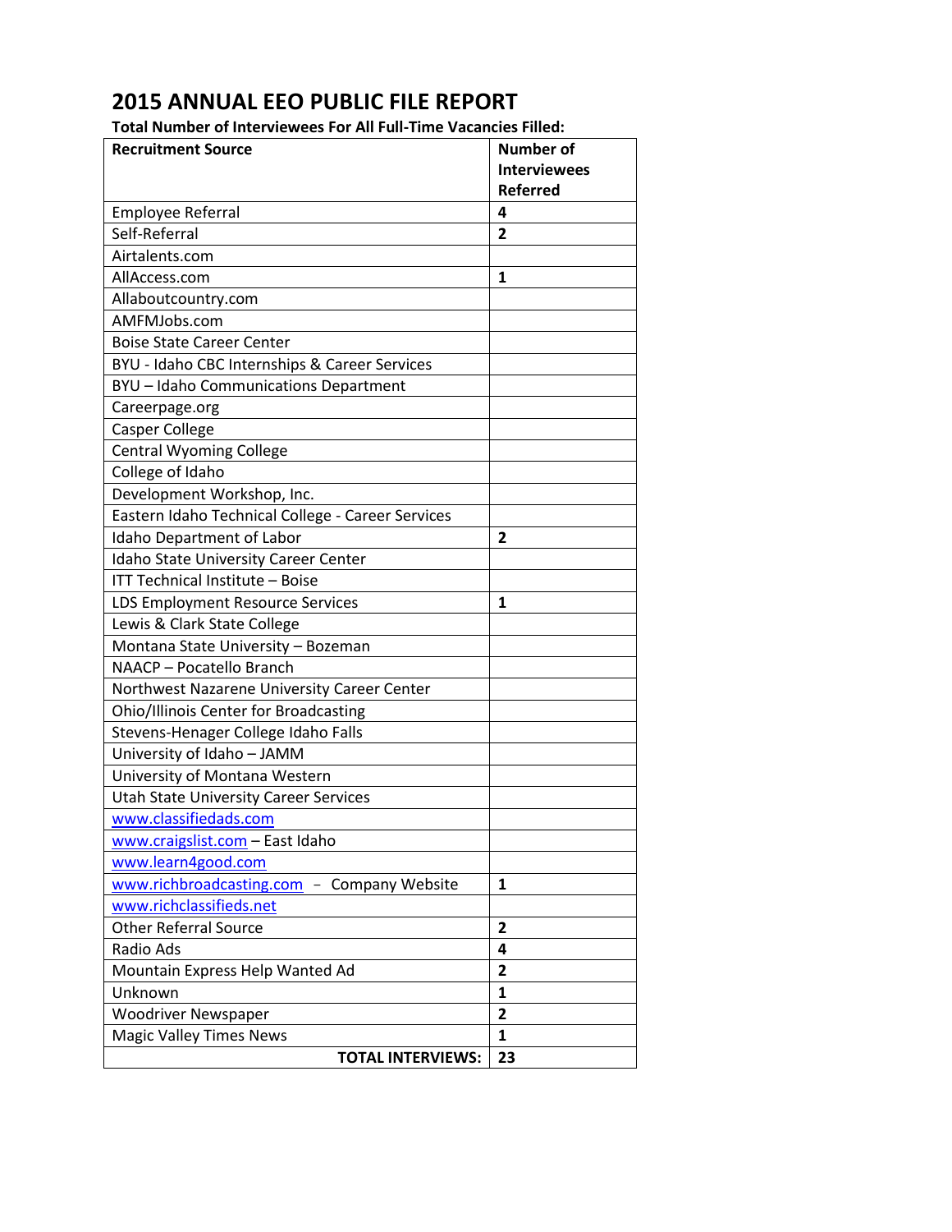# 2015 ANNUAL EEO PUBLIC FILE REPORT

**Total Number of Interviewees For All Full-Time Vacancies Filled:**

| Recruitment Source | Number of Interviewees Referred |
|---|---|
| Employee Referral | 4 |
| Self-Referral | 2 |
| Airtalents.com | |
| AllAccess.com | 1 |
| Allaboutcountry.com | |
| AMFMJobs.com | |
| Boise State Career Center | |
| BYU - Idaho CBC Internships & Career Services | |
| BYU – Idaho Communications Department | |
| Careerpage.org | |
| Casper College | |
| Central Wyoming College | |
| College of Idaho | |
| Development Workshop, Inc. | |
| Eastern Idaho Technical College - Career Services | |
| Idaho Department of Labor | 2 |
| Idaho State University Career Center | |
| ITT Technical Institute – Boise | |
| LDS Employment Resource Services | 1 |
| Lewis & Clark State College | |
| Montana State University – Bozeman | |
| NAACP – Pocatello Branch | |
| Northwest Nazarene University Career Center | |
| Ohio/Illinois Center for Broadcasting | |
| Stevens-Henager College Idaho Falls | |
| University of Idaho – JAMM | |
| University of Montana Western | |
| Utah State University Career Services | |
| www.classifiedads.com | |
| www.craigslist.com – East Idaho | |
| www.learn4good.com | |
| www.richbroadcasting.com - Company Website | 1 |
| www.richclassifieds.net | |
| Other Referral Source | 2 |
| Radio Ads | 4 |
| Mountain Express Help Wanted Ad | 2 |
| Unknown | 1 |
| Woodriver Newspaper | 2 |
| Magic Valley Times News | 1 |
| **TOTAL INTERVIEWS:** | **23** |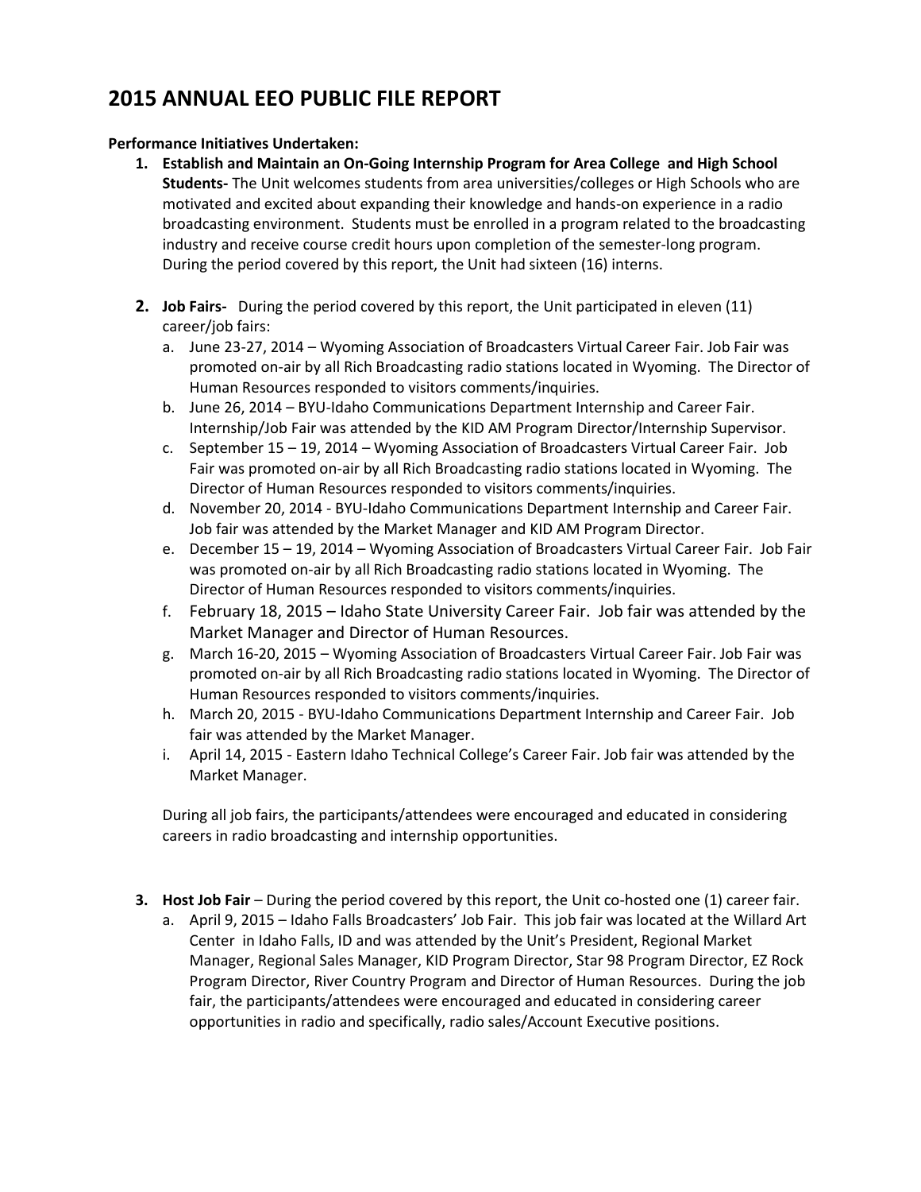# 2015 ANNUAL EEO PUBLIC FILE REPORT

**Performance Initiatives Undertaken:**

1. **Establish and Maintain an On-Going Internship Program for Area College and High School Students-** The Unit welcomes students from area universities/colleges or High Schools who are motivated and excited about expanding their knowledge and hands-on experience in a radio broadcasting environment. Students must be enrolled in a program related to the broadcasting industry and receive course credit hours upon completion of the semester-long program. During the period covered by this report, the Unit had sixteen (16) interns.

2. **Job Fairs-** During the period covered by this report, the Unit participated in eleven (11) career/job fairs:
   a. June 23-27, 2014 – Wyoming Association of Broadcasters Virtual Career Fair. Job Fair was promoted on-air by all Rich Broadcasting radio stations located in Wyoming. The Director of Human Resources responded to visitors comments/inquiries.
   b. June 26, 2014 – BYU-Idaho Communications Department Internship and Career Fair. Internship/Job Fair was attended by the KID AM Program Director/Internship Supervisor.
   c. September 15 – 19, 2014 – Wyoming Association of Broadcasters Virtual Career Fair. Job Fair was promoted on-air by all Rich Broadcasting radio stations located in Wyoming. The Director of Human Resources responded to visitors comments/inquiries.
   d. November 20, 2014 - BYU-Idaho Communications Department Internship and Career Fair. Job fair was attended by the Market Manager and KID AM Program Director.
   e. December 15 – 19, 2014 – Wyoming Association of Broadcasters Virtual Career Fair. Job Fair was promoted on-air by all Rich Broadcasting radio stations located in Wyoming. The Director of Human Resources responded to visitors comments/inquiries.
   f. February 18, 2015 – Idaho State University Career Fair. Job fair was attended by the Market Manager and Director of Human Resources.
   g. March 16-20, 2015 – Wyoming Association of Broadcasters Virtual Career Fair. Job Fair was promoted on-air by all Rich Broadcasting radio stations located in Wyoming. The Director of Human Resources responded to visitors comments/inquiries.
   h. March 20, 2015 - BYU-Idaho Communications Department Internship and Career Fair. Job fair was attended by the Market Manager.
   i. April 14, 2015 - Eastern Idaho Technical College's Career Fair. Job fair was attended by the Market Manager.

   During all job fairs, the participants/attendees were encouraged and educated in considering careers in radio broadcasting and internship opportunities.

3. **Host Job Fair** – During the period covered by this report, the Unit co-hosted one (1) career fair.
   a. April 9, 2015 – Idaho Falls Broadcasters' Job Fair. This job fair was located at the Willard Art Center in Idaho Falls, ID and was attended by the Unit's President, Regional Market Manager, Regional Sales Manager, KID Program Director, Star 98 Program Director, EZ Rock Program Director, River Country Program and Director of Human Resources. During the job fair, the participants/attendees were encouraged and educated in considering career opportunities in radio and specifically, radio sales/Account Executive positions.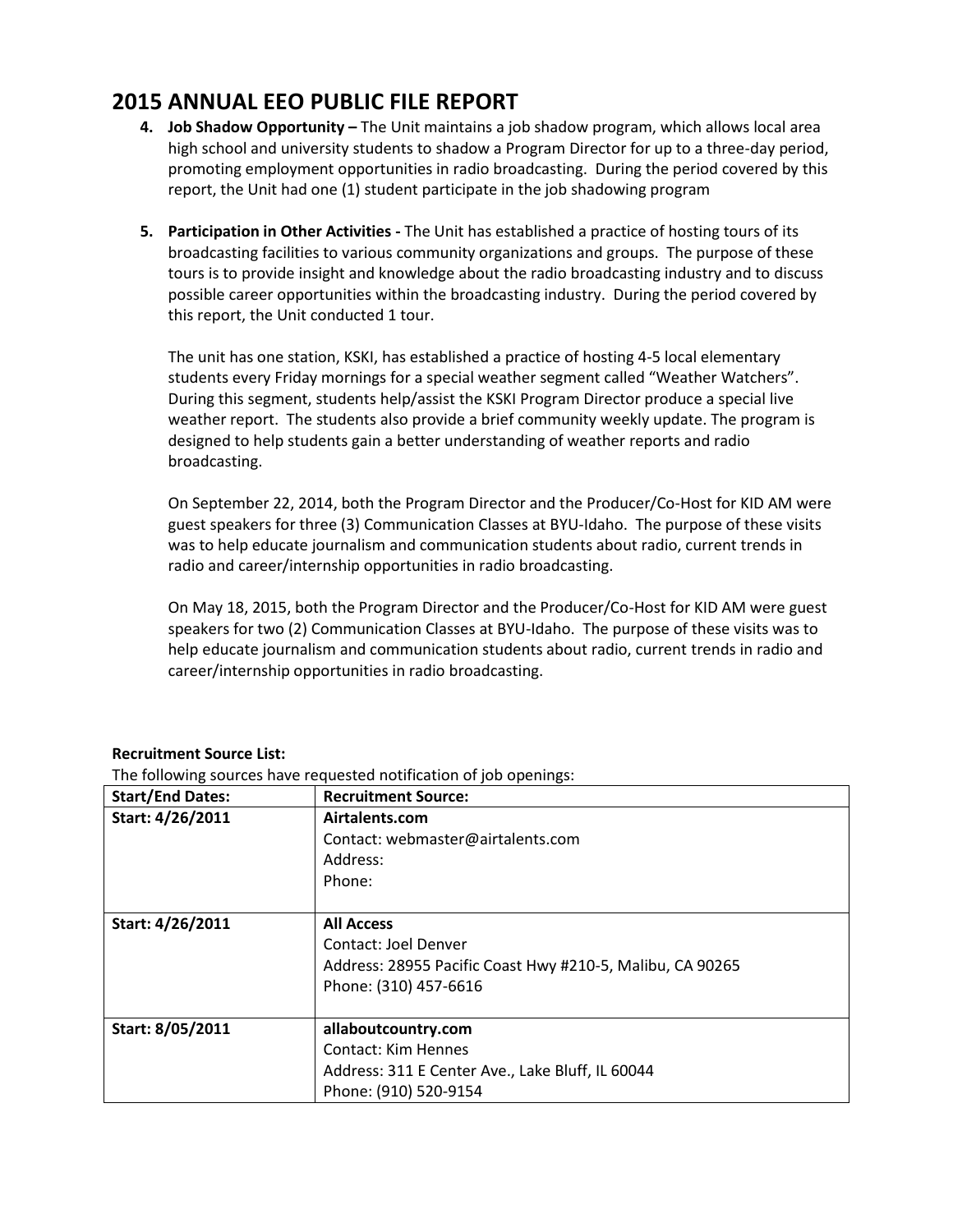# 2015 ANNUAL EEO PUBLIC FILE REPORT

4. **Job Shadow Opportunity –** The Unit maintains a job shadow program, which allows local area high school and university students to shadow a Program Director for up to a three-day period, promoting employment opportunities in radio broadcasting. During the period covered by this report, the Unit had one (1) student participate in the job shadowing program

5. **Participation in Other Activities -** The Unit has established a practice of hosting tours of its broadcasting facilities to various community organizations and groups. The purpose of these tours is to provide insight and knowledge about the radio broadcasting industry and to discuss possible career opportunities within the broadcasting industry. During the period covered by this report, the Unit conducted 1 tour.

   The unit has one station, KSKI, has established a practice of hosting 4-5 local elementary students every Friday mornings for a special weather segment called "Weather Watchers". During this segment, students help/assist the KSKI Program Director produce a special live weather report. The students also provide a brief community weekly update. The program is designed to help students gain a better understanding of weather reports and radio broadcasting.

   On September 22, 2014, both the Program Director and the Producer/Co-Host for KID AM were guest speakers for three (3) Communication Classes at BYU-Idaho. The purpose of these visits was to help educate journalism and communication students about radio, current trends in radio and career/internship opportunities in radio broadcasting.

   On May 18, 2015, both the Program Director and the Producer/Co-Host for KID AM were guest speakers for two (2) Communication Classes at BYU-Idaho. The purpose of these visits was to help educate journalism and communication students about radio, current trends in radio and career/internship opportunities in radio broadcasting.

**Recruitment Source List:**

The following sources have requested notification of job openings:

| **Start/End Dates:** | **Recruitment Source:** |
|---|---|
| **Start: 4/26/2011** | **Airtalents.com**<br>Contact: webmaster@airtalents.com<br>Address:<br>Phone: |
| **Start: 4/26/2011** | **All Access**<br>Contact: Joel Denver<br>Address: 28955 Pacific Coast Hwy #210-5, Malibu, CA 90265<br>Phone: (310) 457-6616 |
| **Start: 8/05/2011** | **allaboutcountry.com**<br>Contact: Kim Hennes<br>Address: 311 E Center Ave., Lake Bluff, IL 60044<br>Phone: (910) 520-9154 |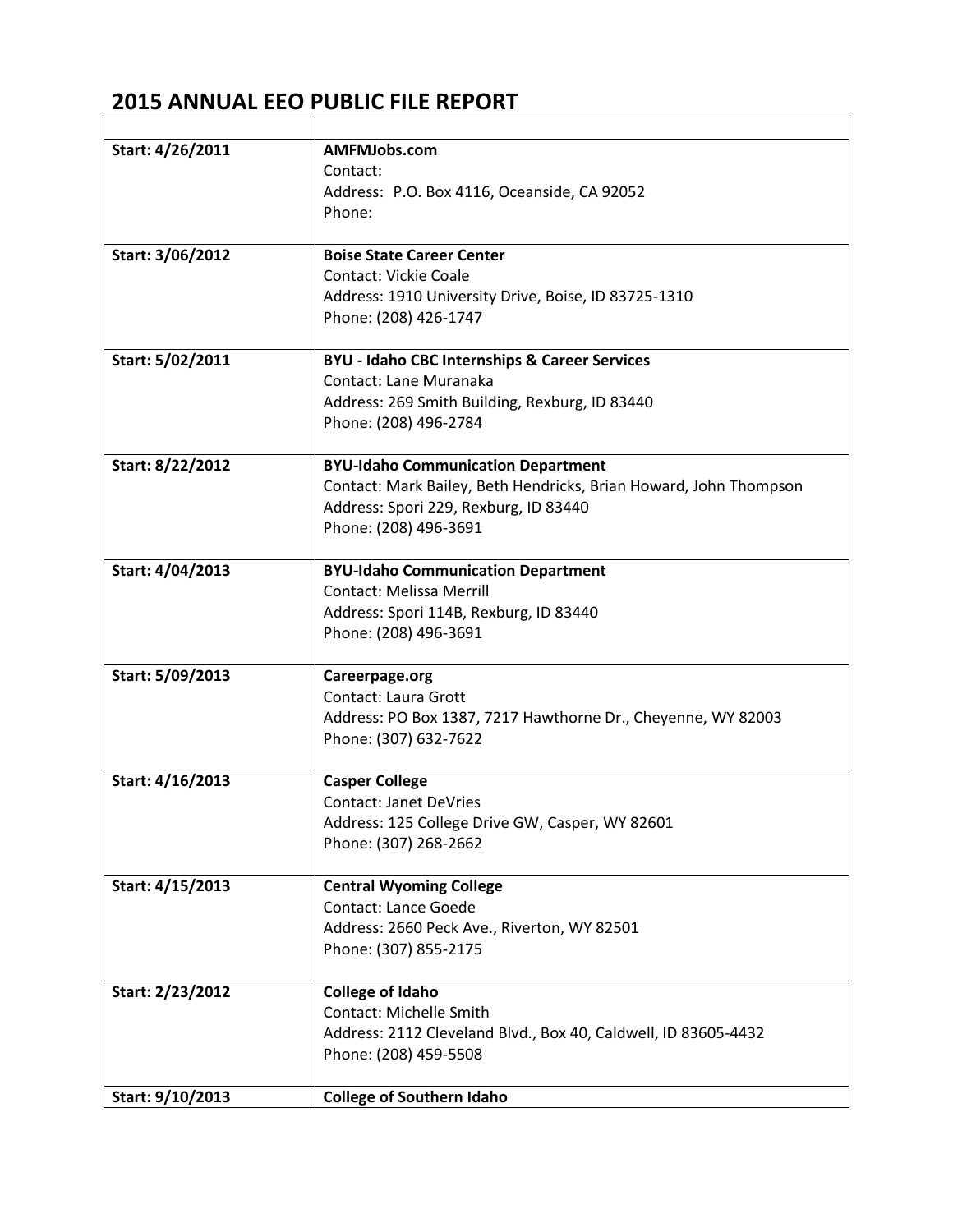## 2015 ANNUAL EEO PUBLIC FILE REPORT

| | |
|---|---|
| **Start: 4/26/2011** | **AMFMJobs.com**<br>Contact:<br>Address: P.O. Box 4116, Oceanside, CA 92052<br>Phone: |
| **Start: 3/06/2012** | **Boise State Career Center**<br>Contact: Vickie Coale<br>Address: 1910 University Drive, Boise, ID 83725-1310<br>Phone: (208) 426-1747 |
| **Start: 5/02/2011** | **BYU - Idaho CBC Internships & Career Services**<br>Contact: Lane Muranaka<br>Address: 269 Smith Building, Rexburg, ID 83440<br>Phone: (208) 496-2784 |
| **Start: 8/22/2012** | **BYU-Idaho Communication Department**<br>Contact: Mark Bailey, Beth Hendricks, Brian Howard, John Thompson<br>Address: Spori 229, Rexburg, ID 83440<br>Phone: (208) 496-3691 |
| **Start: 4/04/2013** | **BYU-Idaho Communication Department**<br>Contact: Melissa Merrill<br>Address: Spori 114B, Rexburg, ID 83440<br>Phone: (208) 496-3691 |
| **Start: 5/09/2013** | **Careerpage.org**<br>Contact: Laura Grott<br>Address: PO Box 1387, 7217 Hawthorne Dr., Cheyenne, WY 82003<br>Phone: (307) 632-7622 |
| **Start: 4/16/2013** | **Casper College**<br>Contact: Janet DeVries<br>Address: 125 College Drive GW, Casper, WY 82601<br>Phone: (307) 268-2662 |
| **Start: 4/15/2013** | **Central Wyoming College**<br>Contact: Lance Goede<br>Address: 2660 Peck Ave., Riverton, WY 82501<br>Phone: (307) 855-2175 |
| **Start: 2/23/2012** | **College of Idaho**<br>Contact: Michelle Smith<br>Address: 2112 Cleveland Blvd., Box 40, Caldwell, ID 83605-4432<br>Phone: (208) 459-5508 |
| **Start: 9/10/2013** | **College of Southern Idaho** |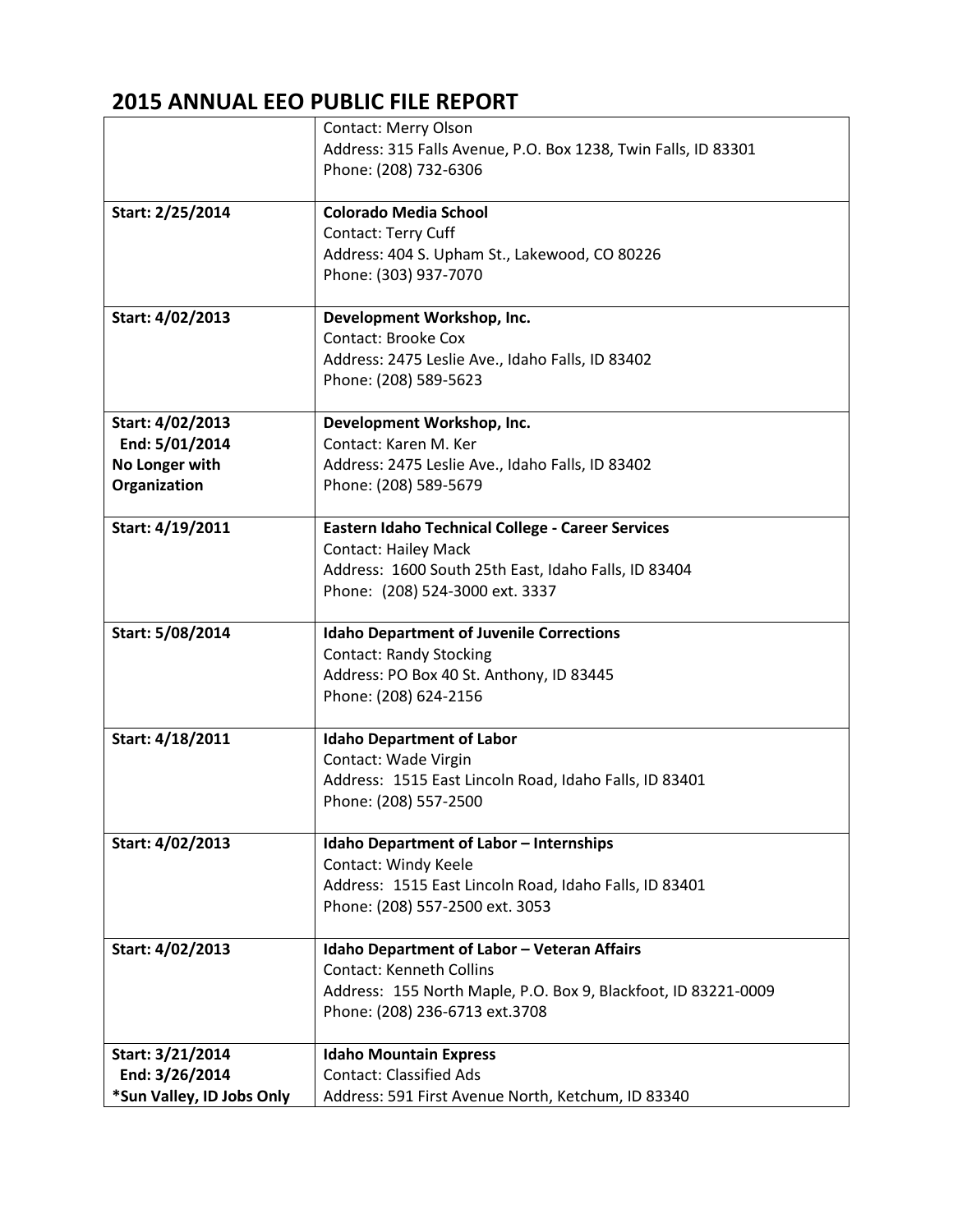## 2015 ANNUAL EEO PUBLIC FILE REPORT

| | |
|---|---|
| | Contact: Merry Olson<br>Address: 315 Falls Avenue, P.O. Box 1238, Twin Falls, ID 83301<br>Phone: (208) 732-6306 |
| **Start: 2/25/2014** | **Colorado Media School**<br>Contact: Terry Cuff<br>Address: 404 S. Upham St., Lakewood, CO 80226<br>Phone: (303) 937-7070 |
| **Start: 4/02/2013** | **Development Workshop, Inc.**<br>Contact: Brooke Cox<br>Address: 2475 Leslie Ave., Idaho Falls, ID 83402<br>Phone: (208) 589-5623 |
| **Start: 4/02/2013**<br>**End: 5/01/2014**<br>**No Longer with Organization** | **Development Workshop, Inc.**<br>Contact: Karen M. Ker<br>Address: 2475 Leslie Ave., Idaho Falls, ID 83402<br>Phone: (208) 589-5679 |
| **Start: 4/19/2011** | **Eastern Idaho Technical College - Career Services**<br>Contact: Hailey Mack<br>Address: 1600 South 25th East, Idaho Falls, ID 83404<br>Phone: (208) 524-3000 ext. 3337 |
| **Start: 5/08/2014** | **Idaho Department of Juvenile Corrections**<br>Contact: Randy Stocking<br>Address: PO Box 40 St. Anthony, ID 83445<br>Phone: (208) 624-2156 |
| **Start: 4/18/2011** | **Idaho Department of Labor**<br>Contact: Wade Virgin<br>Address: 1515 East Lincoln Road, Idaho Falls, ID 83401<br>Phone: (208) 557-2500 |
| **Start: 4/02/2013** | **Idaho Department of Labor – Internships**<br>Contact: Windy Keele<br>Address: 1515 East Lincoln Road, Idaho Falls, ID 83401<br>Phone: (208) 557-2500 ext. 3053 |
| **Start: 4/02/2013** | **Idaho Department of Labor – Veteran Affairs**<br>Contact: Kenneth Collins<br>Address: 155 North Maple, P.O. Box 9, Blackfoot, ID 83221-0009<br>Phone: (208) 236-6713 ext.3708 |
| **Start: 3/21/2014**<br>**End: 3/26/2014**<br>**\*Sun Valley, ID Jobs Only** | **Idaho Mountain Express**<br>Contact: Classified Ads<br>Address: 591 First Avenue North, Ketchum, ID 83340 |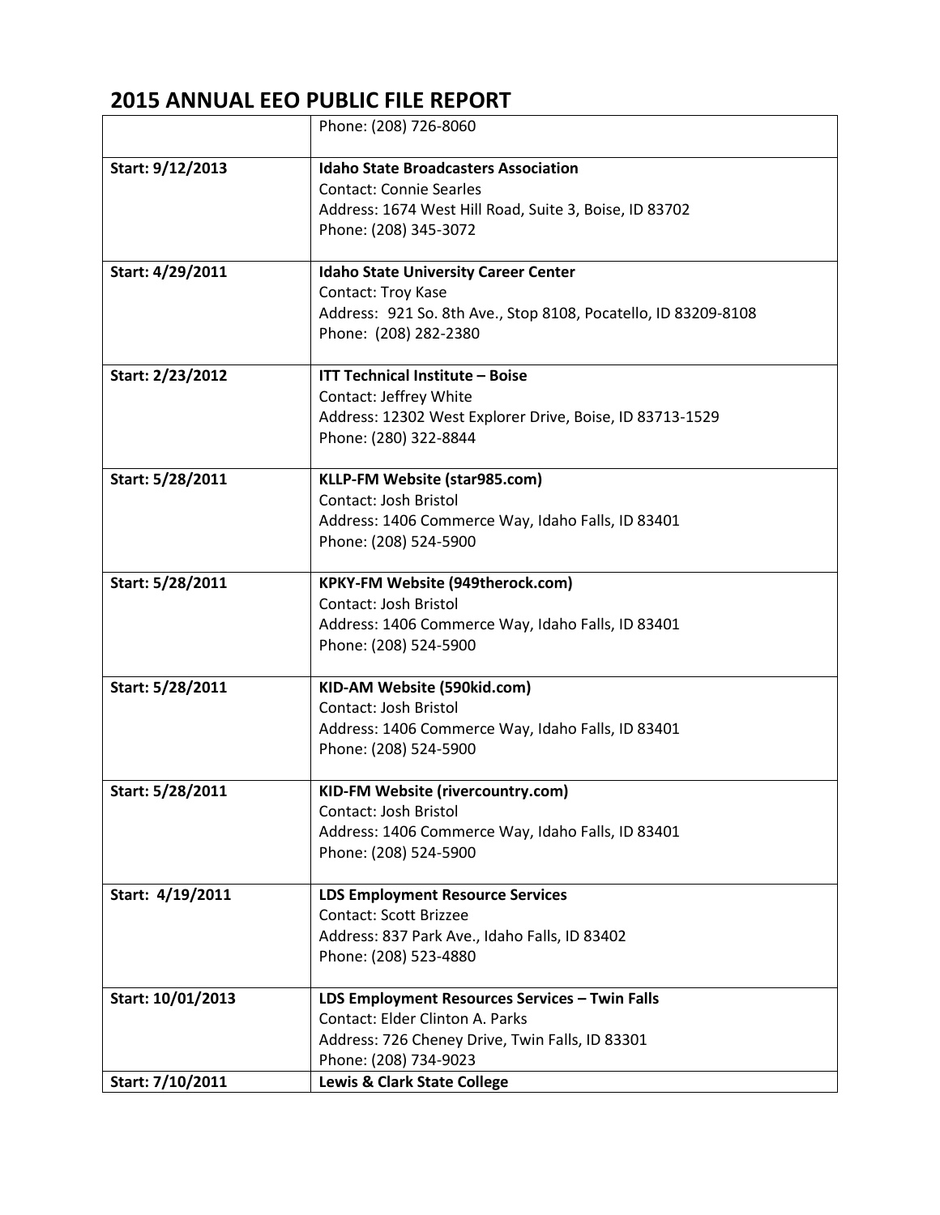# 2015 ANNUAL EEO PUBLIC FILE REPORT

| | |
|---|---|
| | Phone: (208) 726-8060 |
| **Start: 9/12/2013** | **Idaho State Broadcasters Association**<br>Contact: Connie Searles<br>Address: 1674 West Hill Road, Suite 3, Boise, ID 83702<br>Phone: (208) 345-3072 |
| **Start: 4/29/2011** | **Idaho State University Career Center**<br>Contact: Troy Kase<br>Address: 921 So. 8th Ave., Stop 8108, Pocatello, ID 83209-8108<br>Phone: (208) 282-2380 |
| **Start: 2/23/2012** | **ITT Technical Institute – Boise**<br>Contact: Jeffrey White<br>Address: 12302 West Explorer Drive, Boise, ID 83713-1529<br>Phone: (280) 322-8844 |
| **Start: 5/28/2011** | **KLLP-FM Website (star985.com)**<br>Contact: Josh Bristol<br>Address: 1406 Commerce Way, Idaho Falls, ID 83401<br>Phone: (208) 524-5900 |
| **Start: 5/28/2011** | **KPKY-FM Website (949therock.com)**<br>Contact: Josh Bristol<br>Address: 1406 Commerce Way, Idaho Falls, ID 83401<br>Phone: (208) 524-5900 |
| **Start: 5/28/2011** | **KID-AM Website (590kid.com)**<br>Contact: Josh Bristol<br>Address: 1406 Commerce Way, Idaho Falls, ID 83401<br>Phone: (208) 524-5900 |
| **Start: 5/28/2011** | **KID-FM Website (rivercountry.com)**<br>Contact: Josh Bristol<br>Address: 1406 Commerce Way, Idaho Falls, ID 83401<br>Phone: (208) 524-5900 |
| **Start: 4/19/2011** | **LDS Employment Resource Services**<br>Contact: Scott Brizzee<br>Address: 837 Park Ave., Idaho Falls, ID 83402<br>Phone: (208) 523-4880 |
| **Start: 10/01/2013** | **LDS Employment Resources Services – Twin Falls**<br>Contact: Elder Clinton A. Parks<br>Address: 726 Cheney Drive, Twin Falls, ID 83301<br>Phone: (208) 734-9023 |
| **Start: 7/10/2011** | **Lewis & Clark State College** |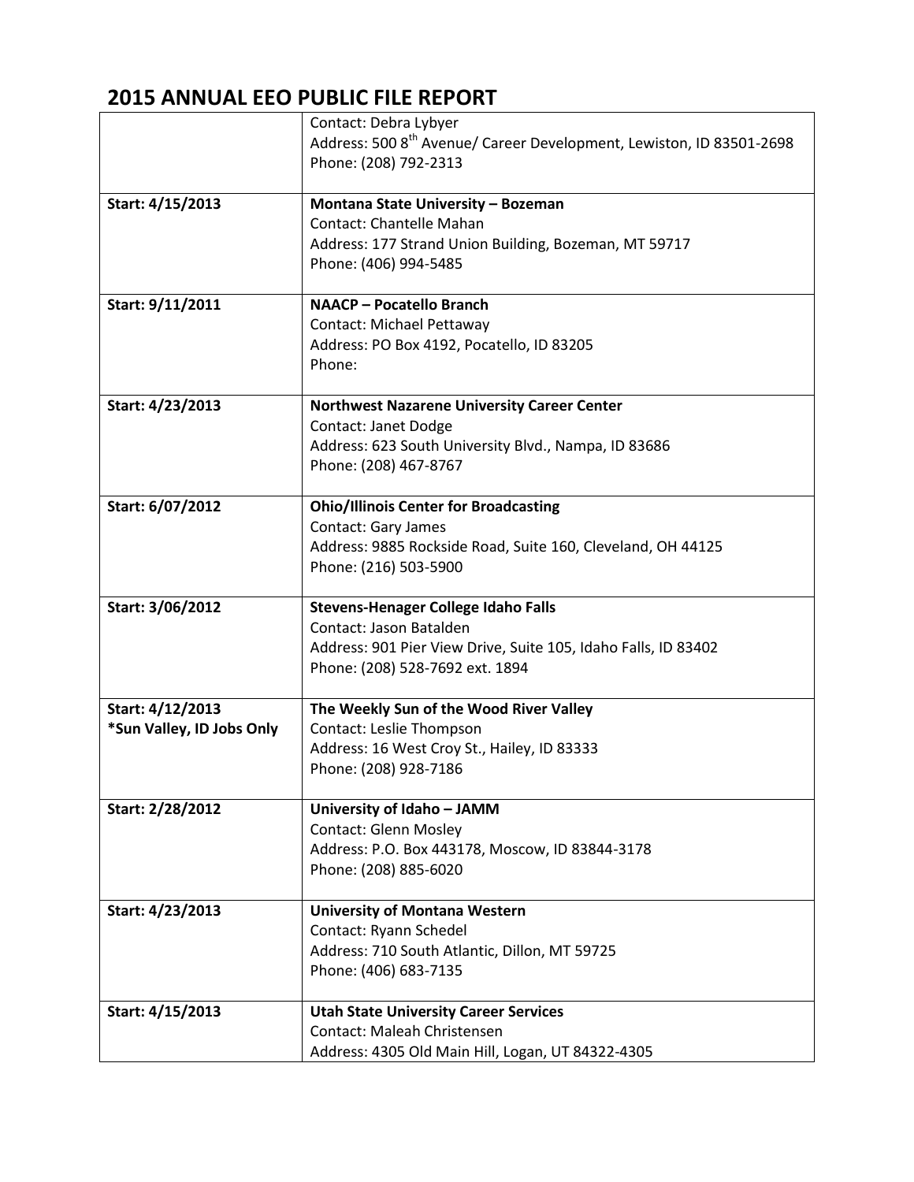## 2015 ANNUAL EEO PUBLIC FILE REPORT

| | |
|---|---|
| | Contact: Debra Lybyer<br>Address: 500 8th Avenue/ Career Development, Lewiston, ID 83501-2698<br>Phone: (208) 792-2313 |
| **Start: 4/15/2013** | **Montana State University – Bozeman**<br>Contact: Chantelle Mahan<br>Address: 177 Strand Union Building, Bozeman, MT 59717<br>Phone: (406) 994-5485 |
| **Start: 9/11/2011** | **NAACP – Pocatello Branch**<br>Contact: Michael Pettaway<br>Address: PO Box 4192, Pocatello, ID 83205<br>Phone: |
| **Start: 4/23/2013** | **Northwest Nazarene University Career Center**<br>Contact: Janet Dodge<br>Address: 623 South University Blvd., Nampa, ID 83686<br>Phone: (208) 467-8767 |
| **Start: 6/07/2012** | **Ohio/Illinois Center for Broadcasting**<br>Contact: Gary James<br>Address: 9885 Rockside Road, Suite 160, Cleveland, OH 44125<br>Phone: (216) 503-5900 |
| **Start: 3/06/2012** | **Stevens-Henager College Idaho Falls**<br>Contact: Jason Batalden<br>Address: 901 Pier View Drive, Suite 105, Idaho Falls, ID 83402<br>Phone: (208) 528-7692 ext. 1894 |
| **Start: 4/12/2013**<br>***Sun Valley, ID Jobs Only** | **The Weekly Sun of the Wood River Valley**<br>Contact: Leslie Thompson<br>Address: 16 West Croy St., Hailey, ID 83333<br>Phone: (208) 928-7186 |
| **Start: 2/28/2012** | **University of Idaho – JAMM**<br>Contact: Glenn Mosley<br>Address: P.O. Box 443178, Moscow, ID 83844-3178<br>Phone: (208) 885-6020 |
| **Start: 4/23/2013** | **University of Montana Western**<br>Contact: Ryann Schedel<br>Address: 710 South Atlantic, Dillon, MT 59725<br>Phone: (406) 683-7135 |
| **Start: 4/15/2013** | **Utah State University Career Services**<br>Contact: Maleah Christensen<br>Address: 4305 Old Main Hill, Logan, UT 84322-4305 |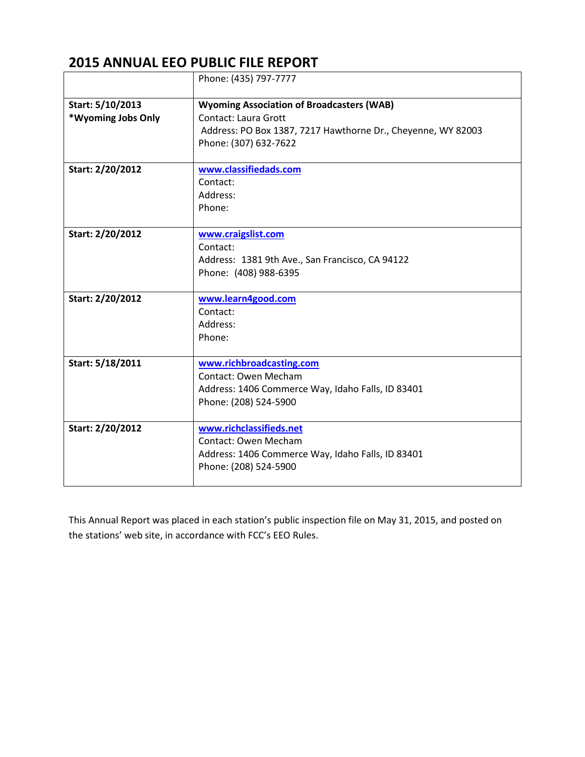## 2015 ANNUAL EEO PUBLIC FILE REPORT

| | |
|---|---|
| | Phone: (435) 797-7777 |
| **Start: 5/10/2013**<br>***Wyoming Jobs Only** | **Wyoming Association of Broadcasters (WAB)**<br>Contact: Laura Grott<br>Address: PO Box 1387, 7217 Hawthorne Dr., Cheyenne, WY 82003<br>Phone: (307) 632-7622 |
| **Start: 2/20/2012** | **www.classifiedads.com**<br>Contact:<br>Address:<br>Phone: |
| **Start: 2/20/2012** | **www.craigslist.com**<br>Contact:<br>Address: 1381 9th Ave., San Francisco, CA 94122<br>Phone: (408) 988-6395 |
| **Start: 2/20/2012** | **www.learn4good.com**<br>Contact:<br>Address:<br>Phone: |
| **Start: 5/18/2011** | **www.richbroadcasting.com**<br>Contact: Owen Mecham<br>Address: 1406 Commerce Way, Idaho Falls, ID 83401<br>Phone: (208) 524-5900 |
| **Start: 2/20/2012** | **www.richclassifieds.net**<br>Contact: Owen Mecham<br>Address: 1406 Commerce Way, Idaho Falls, ID 83401<br>Phone: (208) 524-5900 |

This Annual Report was placed in each station's public inspection file on May 31, 2015, and posted on the stations' web site, in accordance with FCC's EEO Rules.